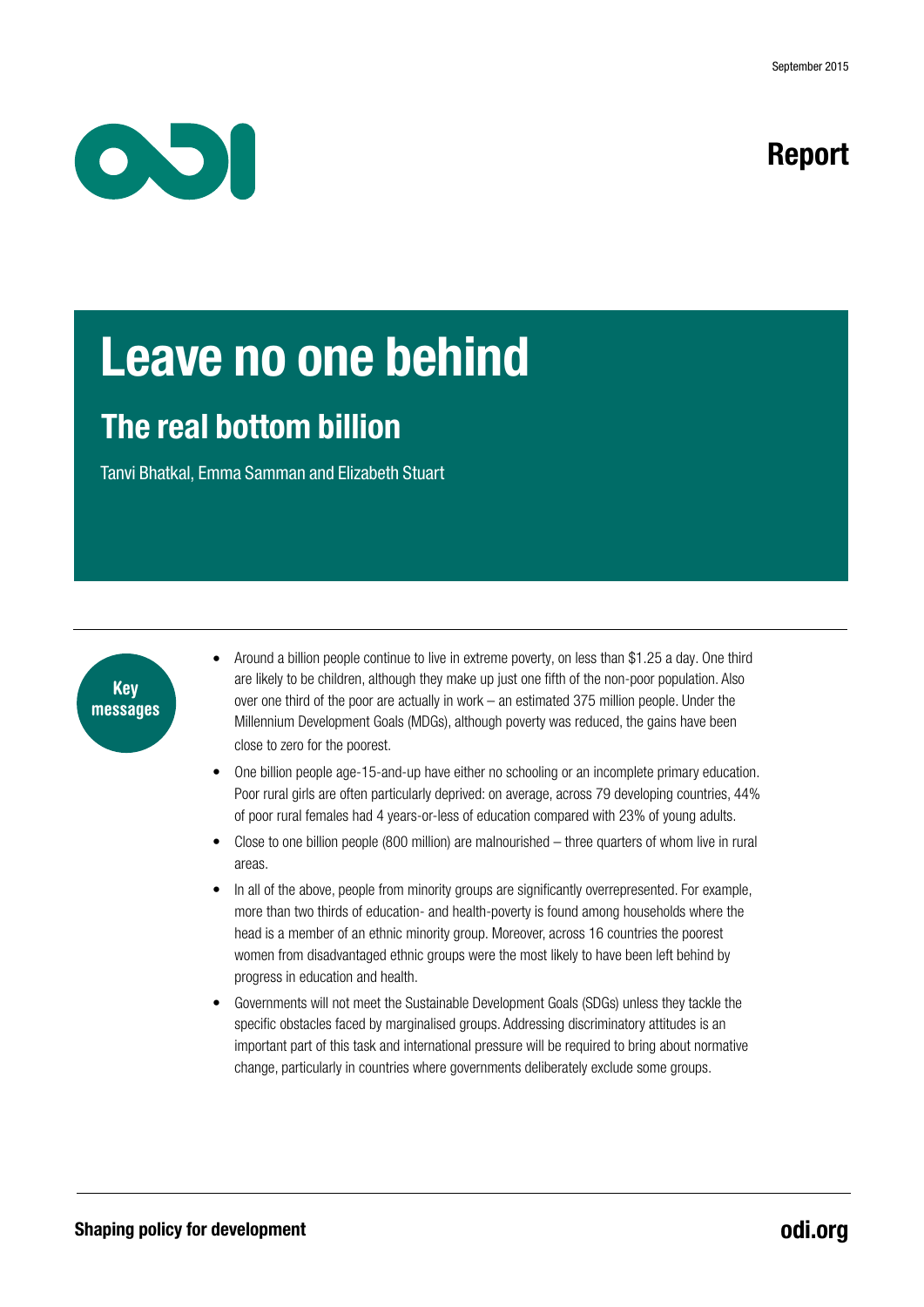September 2015

Report

# Leave no one behind

## The real bottom billion

Tanvi Bhatkal, Emma Samman and Elizabeth Stuart

**Key messages**

- Around a billion people continue to live in extreme poverty, on less than $1.25 a day. One third are likely to be children, although they make up just one fifth of the non-poor population. Also over one third of the poor are actually in work – an estimated 375 million people. Under the Millennium Development Goals (MDGs), although poverty was reduced, the gains have been close to zero for the poorest.
- One billion people age-15-and-up have either no schooling or an incomplete primary education. Poor rural girls are often particularly deprived: on average, across 79 developing countries, 44% of poor rural females had 4 years-or-less of education compared with 23% of young adults.
- Close to one billion people (800 million) are malnourished – three quarters of whom live in rural areas.
- In all of the above, people from minority groups are significantly overrepresented. For example, more than two thirds of education- and health-poverty is found among households where the head is a member of an ethnic minority group. Moreover, across 16 countries the poorest women from disadvantaged ethnic groups were the most likely to have been left behind by progress in education and health.
- Governments will not meet the Sustainable Development Goals (SDGs) unless they tackle the specific obstacles faced by marginalised groups. Addressing discriminatory attitudes is an important part of this task and international pressure will be required to bring about normative change, particularly in countries where governments deliberately exclude some groups.

**Shaping policy for development**

**odi.org**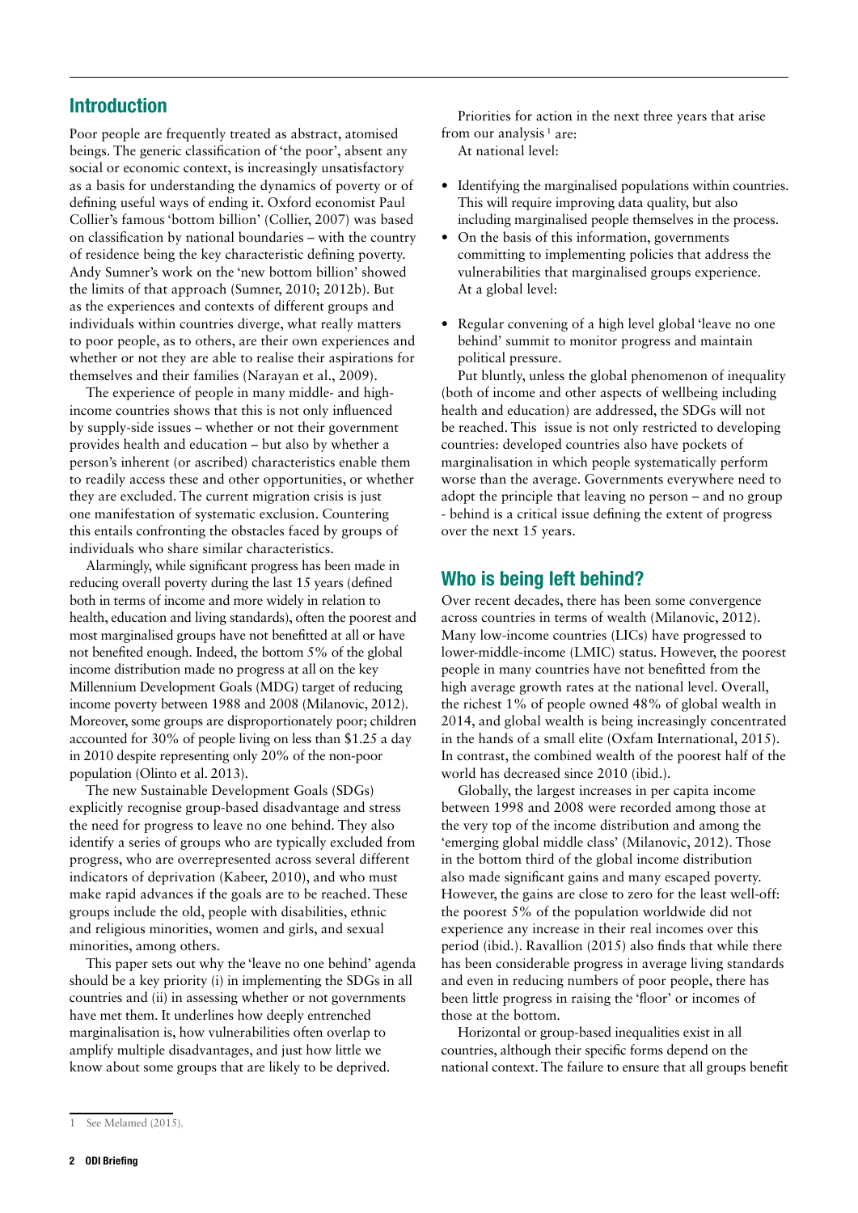## Introduction

Poor people are frequently treated as abstract, atomised beings. The generic classification of 'the poor', absent any social or economic context, is increasingly unsatisfactory as a basis for understanding the dynamics of poverty or of defining useful ways of ending it. Oxford economist Paul Collier's famous 'bottom billion' (Collier, 2007) was based on classification by national boundaries – with the country of residence being the key characteristic defining poverty. Andy Sumner's work on the 'new bottom billion' showed the limits of that approach (Sumner, 2010; 2012b). But as the experiences and contexts of different groups and individuals within countries diverge, what really matters to poor people, as to others, are their own experiences and whether or not they are able to realise their aspirations for themselves and their families (Narayan et al., 2009).

The experience of people in many middle- and high-income countries shows that this is not only influenced by supply-side issues – whether or not their government provides health and education – but also by whether a person's inherent (or ascribed) characteristics enable them to readily access these and other opportunities, or whether they are excluded. The current migration crisis is just one manifestation of systematic exclusion. Countering this entails confronting the obstacles faced by groups of individuals who share similar characteristics.

Alarmingly, while significant progress has been made in reducing overall poverty during the last 15 years (defined both in terms of income and more widely in relation to health, education and living standards), often the poorest and most marginalised groups have not benefitted at all or have not benefited enough. Indeed, the bottom 5% of the global income distribution made no progress at all on the key Millennium Development Goals (MDG) target of reducing income poverty between 1988 and 2008 (Milanovic, 2012). Moreover, some groups are disproportionately poor; children accounted for 30% of people living on less than $1.25 a day in 2010 despite representing only 20% of the non-poor population (Olinto et al. 2013).

The new Sustainable Development Goals (SDGs) explicitly recognise group-based disadvantage and stress the need for progress to leave no one behind. They also identify a series of groups who are typically excluded from progress, who are overrepresented across several different indicators of deprivation (Kabeer, 2010), and who must make rapid advances if the goals are to be reached. These groups include the old, people with disabilities, ethnic and religious minorities, women and girls, and sexual minorities, among others.

This paper sets out why the 'leave no one behind' agenda should be a key priority (i) in implementing the SDGs in all countries and (ii) in assessing whether or not governments have met them. It underlines how deeply entrenched marginalisation is, how vulnerabilities often overlap to amplify multiple disadvantages, and just how little we know about some groups that are likely to be deprived.

Priorities for action in the next three years that arise from our analysis[1] are:

At national level:

- Identifying the marginalised populations within countries. This will require improving data quality, but also including marginalised people themselves in the process.
- On the basis of this information, governments committing to implementing policies that address the vulnerabilities that marginalised groups experience.

At a global level:

- Regular convening of a high level global 'leave no one behind' summit to monitor progress and maintain political pressure.

Put bluntly, unless the global phenomenon of inequality (both of income and other aspects of wellbeing including health and education) are addressed, the SDGs will not be reached. This issue is not only restricted to developing countries: developed countries also have pockets of marginalisation in which people systematically perform worse than the average. Governments everywhere need to adopt the principle that leaving no person – and no group - behind is a critical issue defining the extent of progress over the next 15 years.

## Who is being left behind?

Over recent decades, there has been some convergence across countries in terms of wealth (Milanovic, 2012). Many low-income countries (LICs) have progressed to lower-middle-income (LMIC) status. However, the poorest people in many countries have not benefitted from the high average growth rates at the national level. Overall, the richest 1% of people owned 48% of global wealth in 2014, and global wealth is being increasingly concentrated in the hands of a small elite (Oxfam International, 2015). In contrast, the combined wealth of the poorest half of the world has decreased since 2010 (ibid.).

Globally, the largest increases in per capita income between 1998 and 2008 were recorded among those at the very top of the income distribution and among the 'emerging global middle class' (Milanovic, 2012). Those in the bottom third of the global income distribution also made significant gains and many escaped poverty. However, the gains are close to zero for the least well-off: the poorest 5% of the population worldwide did not experience any increase in their real incomes over this period (ibid.). Ravallion (2015) also finds that while there has been considerable progress in average living standards and even in reducing numbers of poor people, there has been little progress in raising the 'floor' or incomes of those at the bottom.

Horizontal or group-based inequalities exist in all countries, although their specific forms depend on the national context. The failure to ensure that all groups benefit

---

[1] See Melamed (2015).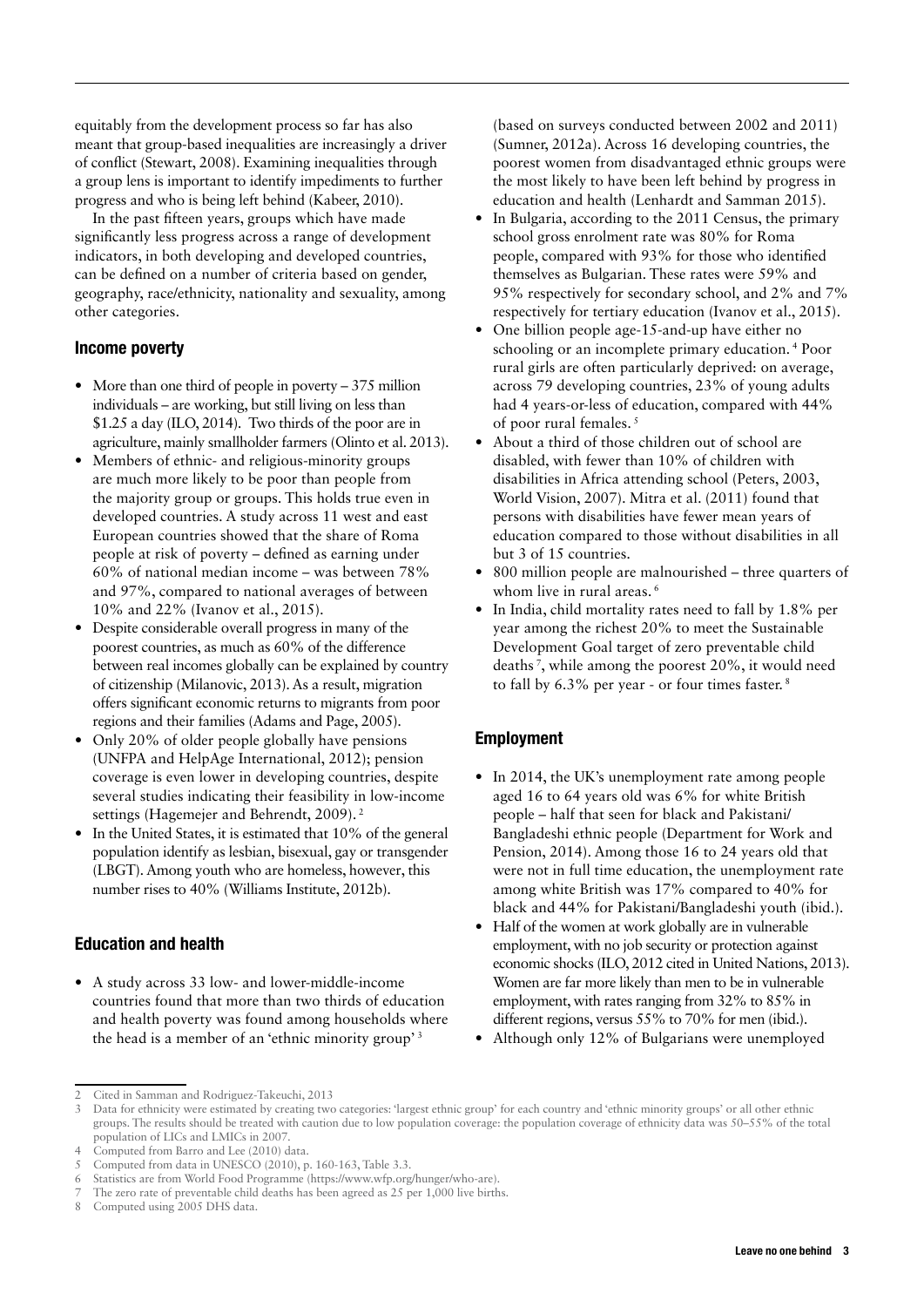equitably from the development process so far has also meant that group-based inequalities are increasingly a driver of conflict (Stewart, 2008). Examining inequalities through a group lens is important to identify impediments to further progress and who is being left behind (Kabeer, 2010).

In the past fifteen years, groups which have made significantly less progress across a range of development indicators, in both developing and developed countries, can be defined on a number of criteria based on gender, geography, race/ethnicity, nationality and sexuality, among other categories.

### Income poverty

- More than one third of people in poverty – 375 million individuals – are working, but still living on less than \$1.25 a day (ILO, 2014). Two thirds of the poor are in agriculture, mainly smallholder farmers (Olinto et al. 2013).
- Members of ethnic- and religious-minority groups are much more likely to be poor than people from the majority group or groups. This holds true even in developed countries. A study across 11 west and east European countries showed that the share of Roma people at risk of poverty – defined as earning under 60% of national median income – was between 78% and 97%, compared to national averages of between 10% and 22% (Ivanov et al., 2015).
- Despite considerable overall progress in many of the poorest countries, as much as 60% of the difference between real incomes globally can be explained by country of citizenship (Milanovic, 2013). As a result, migration offers significant economic returns to migrants from poor regions and their families (Adams and Page, 2005).
- Only 20% of older people globally have pensions (UNFPA and HelpAge International, 2012); pension coverage is even lower in developing countries, despite several studies indicating their feasibility in low-income settings (Hagemejer and Behrendt, 2009).[2]
- In the United States, it is estimated that 10% of the general population identify as lesbian, bisexual, gay or transgender (LBGT). Among youth who are homeless, however, this number rises to 40% (Williams Institute, 2012b).

### Education and health

- A study across 33 low- and lower-middle-income countries found that more than two thirds of education and health poverty was found among households where the head is a member of an 'ethnic minority group'[3] (based on surveys conducted between 2002 and 2011) (Sumner, 2012a). Across 16 developing countries, the poorest women from disadvantaged ethnic groups were the most likely to have been left behind by progress in education and health (Lenhardt and Samman 2015).
- In Bulgaria, according to the 2011 Census, the primary school gross enrolment rate was 80% for Roma people, compared with 93% for those who identified themselves as Bulgarian. These rates were 59% and 95% respectively for secondary school, and 2% and 7% respectively for tertiary education (Ivanov et al., 2015).
- One billion people age-15-and-up have either no schooling or an incomplete primary education.[4] Poor rural girls are often particularly deprived: on average, across 79 developing countries, 23% of young adults had 4 years-or-less of education, compared with 44% of poor rural females.[5]
- About a third of those children out of school are disabled, with fewer than 10% of children with disabilities in Africa attending school (Peters, 2003, World Vision, 2007). Mitra et al. (2011) found that persons with disabilities have fewer mean years of education compared to those without disabilities in all but 3 of 15 countries.
- 800 million people are malnourished – three quarters of whom live in rural areas.[6]
- In India, child mortality rates need to fall by 1.8% per year among the richest 20% to meet the Sustainable Development Goal target of zero preventable child deaths[7], while among the poorest 20%, it would need to fall by 6.3% per year - or four times faster.[8]

### Employment

- In 2014, the UK's unemployment rate among people aged 16 to 64 years old was 6% for white British people – half that seen for black and Pakistani/Bangladeshi ethnic people (Department for Work and Pension, 2014). Among those 16 to 24 years old that were not in full time education, the unemployment rate among white British was 17% compared to 40% for black and 44% for Pakistani/Bangladeshi youth (ibid.).
- Half of the women at work globally are in vulnerable employment, with no job security or protection against economic shocks (ILO, 2012 cited in United Nations, 2013). Women are far more likely than men to be in vulnerable employment, with rates ranging from 32% to 85% in different regions, versus 55% to 70% for men (ibid.).
- Although only 12% of Bulgarians were unemployed

---

2 Cited in Samman and Rodriguez-Takeuchi, 2013

3 Data for ethnicity were estimated by creating two categories: 'largest ethnic group' for each country and 'ethnic minority groups' or all other ethnic groups. The results should be treated with caution due to low population coverage: the population coverage of ethnicity data was 50–55% of the total population of LICs and LMICs in 2007.

4 Computed from Barro and Lee (2010) data.

5 Computed from data in UNESCO (2010), p. 160-163, Table 3.3.

6 Statistics are from World Food Programme (https://www.wfp.org/hunger/who-are).

7 The zero rate of preventable child deaths has been agreed as 25 per 1,000 live births.

8 Computed using 2005 DHS data.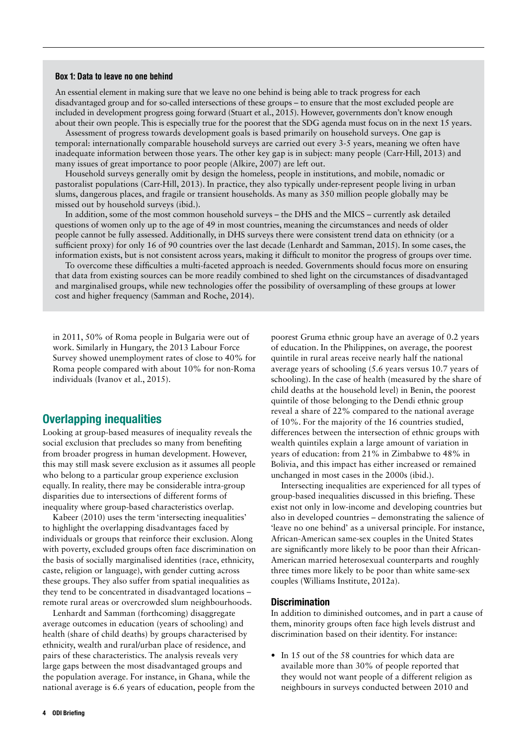### Box 1: Data to leave no one behind

An essential element in making sure that we leave no one behind is being able to track progress for each disadvantaged group and for so-called intersections of these groups – to ensure that the most excluded people are included in development progress going forward (Stuart et al., 2015). However, governments don't know enough about their own people. This is especially true for the poorest that the SDG agenda must focus on in the next 15 years.

Assessment of progress towards development goals is based primarily on household surveys. One gap is temporal: internationally comparable household surveys are carried out every 3-5 years, meaning we often have inadequate information between those years. The other key gap is in subject: many people (Carr-Hill, 2013) and many issues of great importance to poor people (Alkire, 2007) are left out.

Household surveys generally omit by design the homeless, people in institutions, and mobile, nomadic or pastoralist populations (Carr-Hill, 2013). In practice, they also typically under-represent people living in urban slums, dangerous places, and fragile or transient households. As many as 350 million people globally may be missed out by household surveys (ibid.).

In addition, some of the most common household surveys – the DHS and the MICS – currently ask detailed questions of women only up to the age of 49 in most countries, meaning the circumstances and needs of older people cannot be fully assessed. Additionally, in DHS surveys there were consistent trend data on ethnicity (or a sufficient proxy) for only 16 of 90 countries over the last decade (Lenhardt and Samman, 2015). In some cases, the information exists, but is not consistent across years, making it difficult to monitor the progress of groups over time.

To overcome these difficulties a multi-faceted approach is needed. Governments should focus more on ensuring that data from existing sources can be more readily combined to shed light on the circumstances of disadvantaged and marginalised groups, while new technologies offer the possibility of oversampling of these groups at lower cost and higher frequency (Samman and Roche, 2014).

in 2011, 50% of Roma people in Bulgaria were out of work. Similarly in Hungary, the 2013 Labour Force Survey showed unemployment rates of close to 40% for Roma people compared with about 10% for non-Roma individuals (Ivanov et al., 2015).

## Overlapping inequalities

Looking at group-based measures of inequality reveals the social exclusion that precludes so many from benefiting from broader progress in human development. However, this may still mask severe exclusion as it assumes all people who belong to a particular group experience exclusion equally. In reality, there may be considerable intra-group disparities due to intersections of different forms of inequality where group-based characteristics overlap.

Kabeer (2010) uses the term 'intersecting inequalities' to highlight the overlapping disadvantages faced by individuals or groups that reinforce their exclusion. Along with poverty, excluded groups often face discrimination on the basis of socially marginalised identities (race, ethnicity, caste, religion or language), with gender cutting across these groups. They also suffer from spatial inequalities as they tend to be concentrated in disadvantaged locations – remote rural areas or overcrowded slum neighbourhoods.

Lenhardt and Samman (forthcoming) disaggregate average outcomes in education (years of schooling) and health (share of child deaths) by groups characterised by ethnicity, wealth and rural/urban place of residence, and pairs of these characteristics. The analysis reveals very large gaps between the most disadvantaged groups and the population average. For instance, in Ghana, while the national average is 6.6 years of education, people from the poorest Gruma ethnic group have an average of 0.2 years of education. In the Philippines, on average, the poorest quintile in rural areas receive nearly half the national average years of schooling (5.6 years versus 10.7 years of schooling). In the case of health (measured by the share of child deaths at the household level) in Benin, the poorest quintile of those belonging to the Dendi ethnic group reveal a share of 22% compared to the national average of 10%. For the majority of the 16 countries studied, differences between the intersection of ethnic groups with wealth quintiles explain a large amount of variation in years of education: from 21% in Zimbabwe to 48% in Bolivia, and this impact has either increased or remained unchanged in most cases in the 2000s (ibid.).

Intersecting inequalities are experienced for all types of group-based inequalities discussed in this briefing. These exist not only in low-income and developing countries but also in developed countries – demonstrating the salience of 'leave no one behind' as a universal principle. For instance, African-American same-sex couples in the United States are significantly more likely to be poor than their African-American married heterosexual counterparts and roughly three times more likely to be poor than white same-sex couples (Williams Institute, 2012a).

### Discrimination

In addition to diminished outcomes, and in part a cause of them, minority groups often face high levels distrust and discrimination based on their identity. For instance:

- In 15 out of the 58 countries for which data are available more than 30% of people reported that they would not want people of a different religion as neighbours in surveys conducted between 2010 and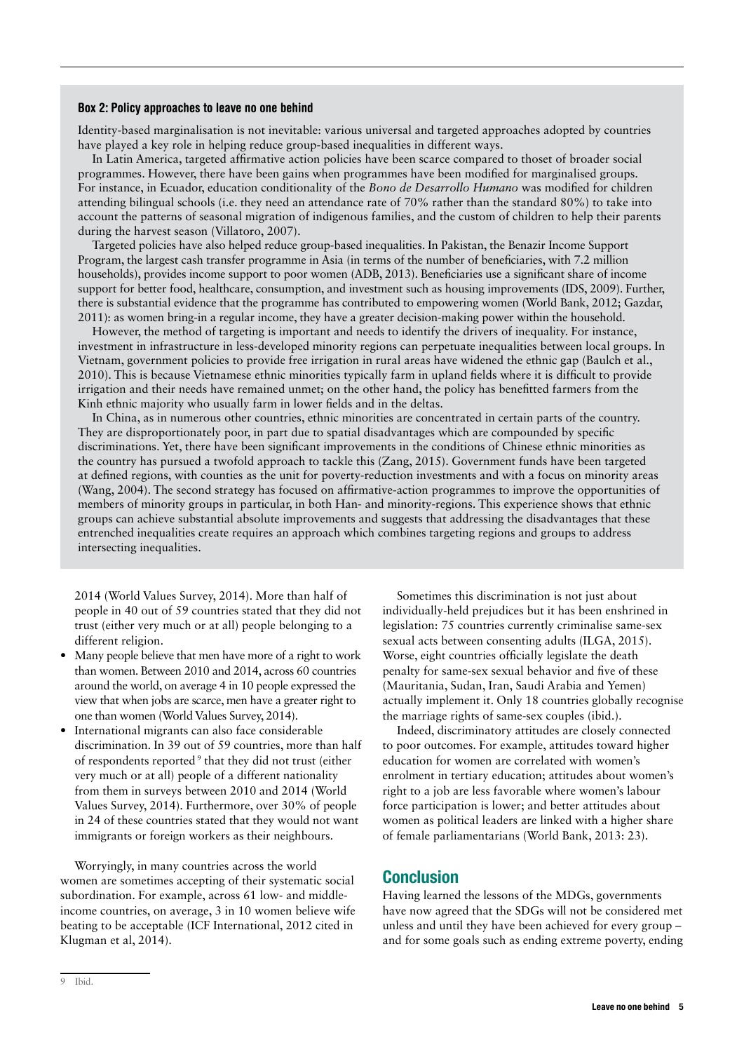### Box 2: Policy approaches to leave no one behind

Identity-based marginalisation is not inevitable: various universal and targeted approaches adopted by countries have played a key role in helping reduce group-based inequalities in different ways.

In Latin America, targeted affirmative action policies have been scarce compared to thoset of broader social programmes. However, there have been gains when programmes have been modified for marginalised groups. For instance, in Ecuador, education conditionality of the *Bono de Desarrollo Humano* was modified for children attending bilingual schools (i.e. they need an attendance rate of 70% rather than the standard 80%) to take into account the patterns of seasonal migration of indigenous families, and the custom of children to help their parents during the harvest season (Villatoro, 2007).

Targeted policies have also helped reduce group-based inequalities. In Pakistan, the Benazir Income Support Program, the largest cash transfer programme in Asia (in terms of the number of beneficiaries, with 7.2 million households), provides income support to poor women (ADB, 2013). Beneficiaries use a significant share of income support for better food, healthcare, consumption, and investment such as housing improvements (IDS, 2009). Further, there is substantial evidence that the programme has contributed to empowering women (World Bank, 2012; Gazdar, 2011): as women bring-in a regular income, they have a greater decision-making power within the household.

However, the method of targeting is important and needs to identify the drivers of inequality. For instance, investment in infrastructure in less-developed minority regions can perpetuate inequalities between local groups. In Vietnam, government policies to provide free irrigation in rural areas have widened the ethnic gap (Baulch et al., 2010). This is because Vietnamese ethnic minorities typically farm in upland fields where it is difficult to provide irrigation and their needs have remained unmet; on the other hand, the policy has benefitted farmers from the Kinh ethnic majority who usually farm in lower fields and in the deltas.

In China, as in numerous other countries, ethnic minorities are concentrated in certain parts of the country. They are disproportionately poor, in part due to spatial disadvantages which are compounded by specific discriminations. Yet, there have been significant improvements in the conditions of Chinese ethnic minorities as the country has pursued a twofold approach to tackle this (Zang, 2015). Government funds have been targeted at defined regions, with counties as the unit for poverty-reduction investments and with a focus on minority areas (Wang, 2004). The second strategy has focused on affirmative-action programmes to improve the opportunities of members of minority groups in particular, in both Han- and minority-regions. This experience shows that ethnic groups can achieve substantial absolute improvements and suggests that addressing the disadvantages that these entrenched inequalities create requires an approach which combines targeting regions and groups to address intersecting inequalities.

2014 (World Values Survey, 2014). More than half of people in 40 out of 59 countries stated that they did not trust (either very much or at all) people belonging to a different religion.

- Many people believe that men have more of a right to work than women. Between 2010 and 2014, across 60 countries around the world, on average 4 in 10 people expressed the view that when jobs are scarce, men have a greater right to one than women (World Values Survey, 2014).
- International migrants can also face considerable discrimination. In 39 out of 59 countries, more than half of respondents reported[9] that they did not trust (either very much or at all) people of a different nationality from them in surveys between 2010 and 2014 (World Values Survey, 2014). Furthermore, over 30% of people in 24 of these countries stated that they would not want immigrants or foreign workers as their neighbours.

Worryingly, in many countries across the world women are sometimes accepting of their systematic social subordination. For example, across 61 low- and middle-income countries, on average, 3 in 10 women believe wife beating to be acceptable (ICF International, 2012 cited in Klugman et al, 2014).

Sometimes this discrimination is not just about individually-held prejudices but it has been enshrined in legislation: 75 countries currently criminalise same-sex sexual acts between consenting adults (ILGA, 2015). Worse, eight countries officially legislate the death penalty for same-sex sexual behavior and five of these (Mauritania, Sudan, Iran, Saudi Arabia and Yemen) actually implement it. Only 18 countries globally recognise the marriage rights of same-sex couples (ibid.).

Indeed, discriminatory attitudes are closely connected to poor outcomes. For example, attitudes toward higher education for women are correlated with women's enrolment in tertiary education; attitudes about women's right to a job are less favorable where women's labour force participation is lower; and better attitudes about women as political leaders are linked with a higher share of female parliamentarians (World Bank, 2013: 23).

## Conclusion

Having learned the lessons of the MDGs, governments have now agreed that the SDGs will not be considered met unless and until they have been achieved for every group – and for some goals such as ending extreme poverty, ending

[9] Ibid.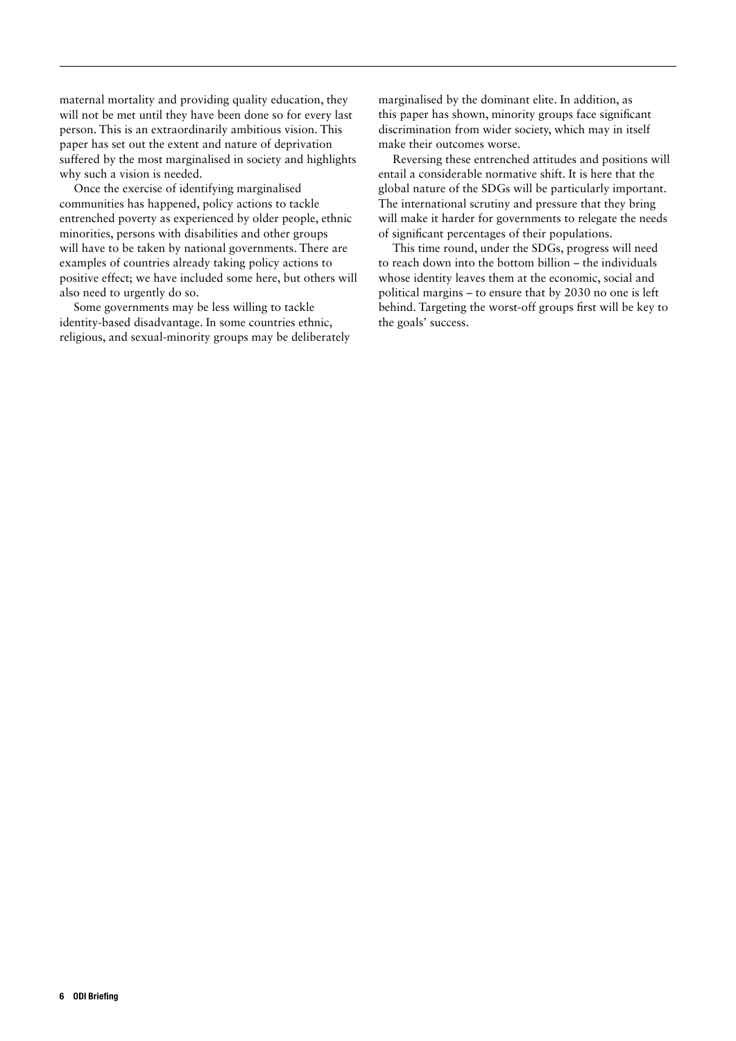maternal mortality and providing quality education, they will not be met until they have been done so for every last person. This is an extraordinarily ambitious vision. This paper has set out the extent and nature of deprivation suffered by the most marginalised in society and highlights why such a vision is needed.

Once the exercise of identifying marginalised communities has happened, policy actions to tackle entrenched poverty as experienced by older people, ethnic minorities, persons with disabilities and other groups will have to be taken by national governments. There are examples of countries already taking policy actions to positive effect; we have included some here, but others will also need to urgently do so.

Some governments may be less willing to tackle identity-based disadvantage. In some countries ethnic, religious, and sexual-minority groups may be deliberately marginalised by the dominant elite. In addition, as this paper has shown, minority groups face significant discrimination from wider society, which may in itself make their outcomes worse.

Reversing these entrenched attitudes and positions will entail a considerable normative shift. It is here that the global nature of the SDGs will be particularly important. The international scrutiny and pressure that they bring will make it harder for governments to relegate the needs of significant percentages of their populations.

This time round, under the SDGs, progress will need to reach down into the bottom billion – the individuals whose identity leaves them at the economic, social and political margins – to ensure that by 2030 no one is left behind. Targeting the worst-off groups first will be key to the goals' success.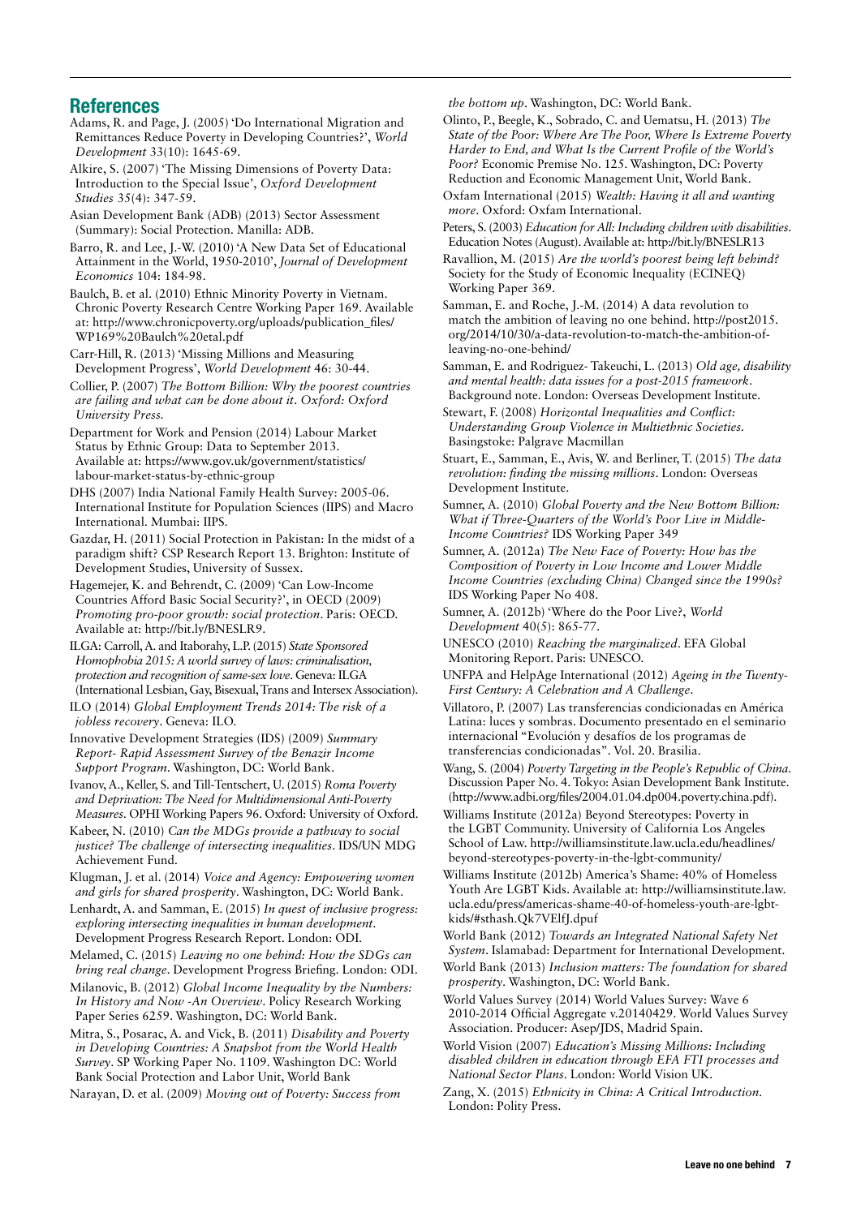## References

Adams, R. and Page, J. (2005) 'Do International Migration and Remittances Reduce Poverty in Developing Countries?', *World Development* 33(10): 1645-69.

Alkire, S. (2007) 'The Missing Dimensions of Poverty Data: Introduction to the Special Issue', *Oxford Development Studies* 35(4): 347-59.

Asian Development Bank (ADB) (2013) Sector Assessment (Summary): Social Protection. Manilla: ADB.

Barro, R. and Lee, J.-W. (2010) 'A New Data Set of Educational Attainment in the World, 1950-2010', *Journal of Development Economics* 104: 184-98.

Baulch, B. et al. (2010) Ethnic Minority Poverty in Vietnam. Chronic Poverty Research Centre Working Paper 169. Available at: http://www.chronicpoverty.org/uploads/publication_files/WP169%20Baulch%20etal.pdf

Carr-Hill, R. (2013) 'Missing Millions and Measuring Development Progress', *World Development* 46: 30-44.

Collier, P. (2007) *The Bottom Billion: Why the poorest countries are failing and what can be done about it. Oxford: Oxford University Press.*

Department for Work and Pension (2014) Labour Market Status by Ethnic Group: Data to September 2013. Available at: https://www.gov.uk/government/statistics/labour-market-status-by-ethnic-group

DHS (2007) India National Family Health Survey: 2005-06. International Institute for Population Sciences (IIPS) and Macro International. Mumbai: IIPS.

Gazdar, H. (2011) Social Protection in Pakistan: In the midst of a paradigm shift? CSP Research Report 13. Brighton: Institute of Development Studies, University of Sussex.

Hagemejer, K. and Behrendt, C. (2009) 'Can Low-Income Countries Afford Basic Social Security?', in OECD (2009) *Promoting pro-poor growth: social protection*. Paris: OECD. Available at: http://bit.ly/BNESLR9.

ILGA: Carroll, A. and Itaborahy, L.P. (2015) *State Sponsored Homophobia 2015: A world survey of laws: criminalisation, protection and recognition of same-sex love*. Geneva: ILGA (International Lesbian, Gay, Bisexual, Trans and Intersex Association).

ILO (2014) *Global Employment Trends 2014: The risk of a jobless recovery*. Geneva: ILO.

Innovative Development Strategies (IDS) (2009) *Summary Report- Rapid Assessment Survey of the Benazir Income Support Program*. Washington, DC: World Bank.

Ivanov, A., Keller, S. and Till-Tentschert, U. (2015) *Roma Poverty and Deprivation: The Need for Multidimensional Anti-Poverty Measures*. OPHI Working Papers 96. Oxford: University of Oxford.

Kabeer, N. (2010) *Can the MDGs provide a pathway to social justice? The challenge of intersecting inequalities*. IDS/UN MDG Achievement Fund.

Klugman, J. et al. (2014) *Voice and Agency: Empowering women and girls for shared prosperity*. Washington, DC: World Bank.

Lenhardt, A. and Samman, E. (2015) *In quest of inclusive progress: exploring intersecting inequalities in human development*. Development Progress Research Report. London: ODI.

Melamed, C. (2015) *Leaving no one behind: How the SDGs can bring real change*. Development Progress Briefing. London: ODI.

Milanovic, B. (2012) *Global Income Inequality by the Numbers: In History and Now -An Overview*. Policy Research Working Paper Series 6259. Washington, DC: World Bank.

Mitra, S., Posarac, A. and Vick, B. (2011) *Disability and Poverty in Developing Countries: A Snapshot from the World Health Survey*. SP Working Paper No. 1109. Washington DC: World Bank Social Protection and Labor Unit, World Bank

Narayan, D. et al. (2009) *Moving out of Poverty: Success from the bottom up*. Washington, DC: World Bank.

Olinto, P., Beegle, K., Sobrado, C. and Uematsu, H. (2013) *The State of the Poor: Where Are The Poor, Where Is Extreme Poverty Harder to End, and What Is the Current Profile of the World's Poor?* Economic Premise No. 125. Washington, DC: Poverty Reduction and Economic Management Unit, World Bank.

Oxfam International (2015) *Wealth: Having it all and wanting more*. Oxford: Oxfam International.

Peters, S. (2003) *Education for All: Including children with disabilities*. Education Notes (August). Available at: http://bit.ly/BNESLR13

Ravallion, M. (2015) *Are the world's poorest being left behind?* Society for the Study of Economic Inequality (ECINEQ) Working Paper 369.

Samman, E. and Roche, J.-M. (2014) A data revolution to match the ambition of leaving no one behind. http://post2015.org/2014/10/30/a-data-revolution-to-match-the-ambition-of-leaving-no-one-behind/

Samman, E. and Rodriguez- Takeuchi, L. (2013) *Old age, disability and mental health: data issues for a post-2015 framework*. Background note. London: Overseas Development Institute.

Stewart, F. (2008) *Horizontal Inequalities and Conflict: Understanding Group Violence in Multiethnic Societies.* Basingstoke: Palgrave Macmillan

Stuart, E., Samman, E., Avis, W. and Berliner, T. (2015) *The data revolution: finding the missing millions*. London: Overseas Development Institute.

Sumner, A. (2010) *Global Poverty and the New Bottom Billion: What if Three-Quarters of the World's Poor Live in Middle-Income Countries?* IDS Working Paper 349

Sumner, A. (2012a) *The New Face of Poverty: How has the Composition of Poverty in Low Income and Lower Middle Income Countries (excluding China) Changed since the 1990s?* IDS Working Paper No 408.

Sumner, A. (2012b) 'Where do the Poor Live?, *World Development* 40(5): 865-77.

UNESCO (2010) *Reaching the marginalized*. EFA Global Monitoring Report. Paris: UNESCO.

UNFPA and HelpAge International (2012) *Ageing in the Twenty-First Century: A Celebration and A Challenge*.

Villatoro, P. (2007) Las transferencias condicionadas en América Latina: luces y sombras. Documento presentado en el seminario internacional "Evolución y desafíos de los programas de transferencias condicionadas". Vol. 20. Brasilia.

Wang, S. (2004) *Poverty Targeting in the People's Republic of China*. Discussion Paper No. 4. Tokyo: Asian Development Bank Institute. (http://www.adbi.org/files/2004.01.04.dp004.poverty.china.pdf).

Williams Institute (2012a) Beyond Stereotypes: Poverty in the LGBT Community. University of California Los Angeles School of Law. http://williamsinstitute.law.ucla.edu/headlines/beyond-stereotypes-poverty-in-the-lgbt-community/

Williams Institute (2012b) America's Shame: 40% of Homeless Youth Are LGBT Kids. Available at: http://williamsinstitute.law.ucla.edu/press/americas-shame-40-of-homeless-youth-are-lgbt-kids/#sthash.Qk7VElfJ.dpuf

World Bank (2012) *Towards an Integrated National Safety Net System*. Islamabad: Department for International Development.

World Bank (2013) *Inclusion matters: The foundation for shared prosperity*. Washington, DC: World Bank.

World Values Survey (2014) World Values Survey: Wave 6 2010-2014 Official Aggregate v.20140429. World Values Survey Association. Producer: Asep/JDS, Madrid Spain.

World Vision (2007) *Education's Missing Millions: Including disabled children in education through EFA FTI processes and National Sector Plans*. London: World Vision UK.

Zang, X. (2015) *Ethnicity in China: A Critical Introduction.* London: Polity Press.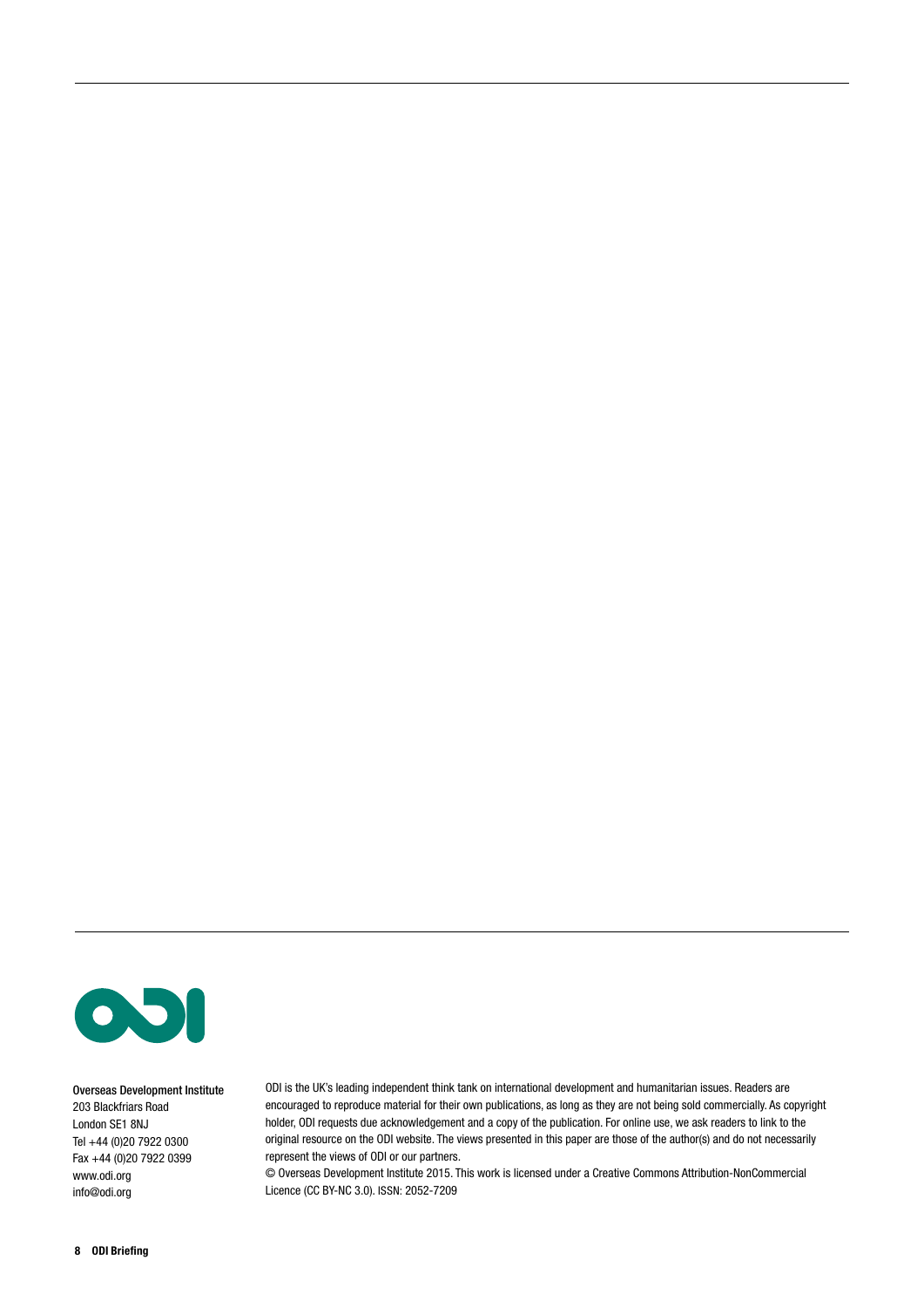**Overseas Development Institute**
203 Blackfriars Road
London SE1 8NJ
Tel +44 (0)20 7922 0300
Fax +44 (0)20 7922 0399
www.odi.org
info@odi.org

ODI is the UK's leading independent think tank on international development and humanitarian issues. Readers are encouraged to reproduce material for their own publications, as long as they are not being sold commercially. As copyright holder, ODI requests due acknowledgement and a copy of the publication. For online use, we ask readers to link to the original resource on the ODI website. The views presented in this paper are those of the author(s) and do not necessarily represent the views of ODI or our partners.

© Overseas Development Institute 2015. This work is licensed under a Creative Commons Attribution-NonCommercial Licence (CC BY-NC 3.0). ISSN: 2052-7209